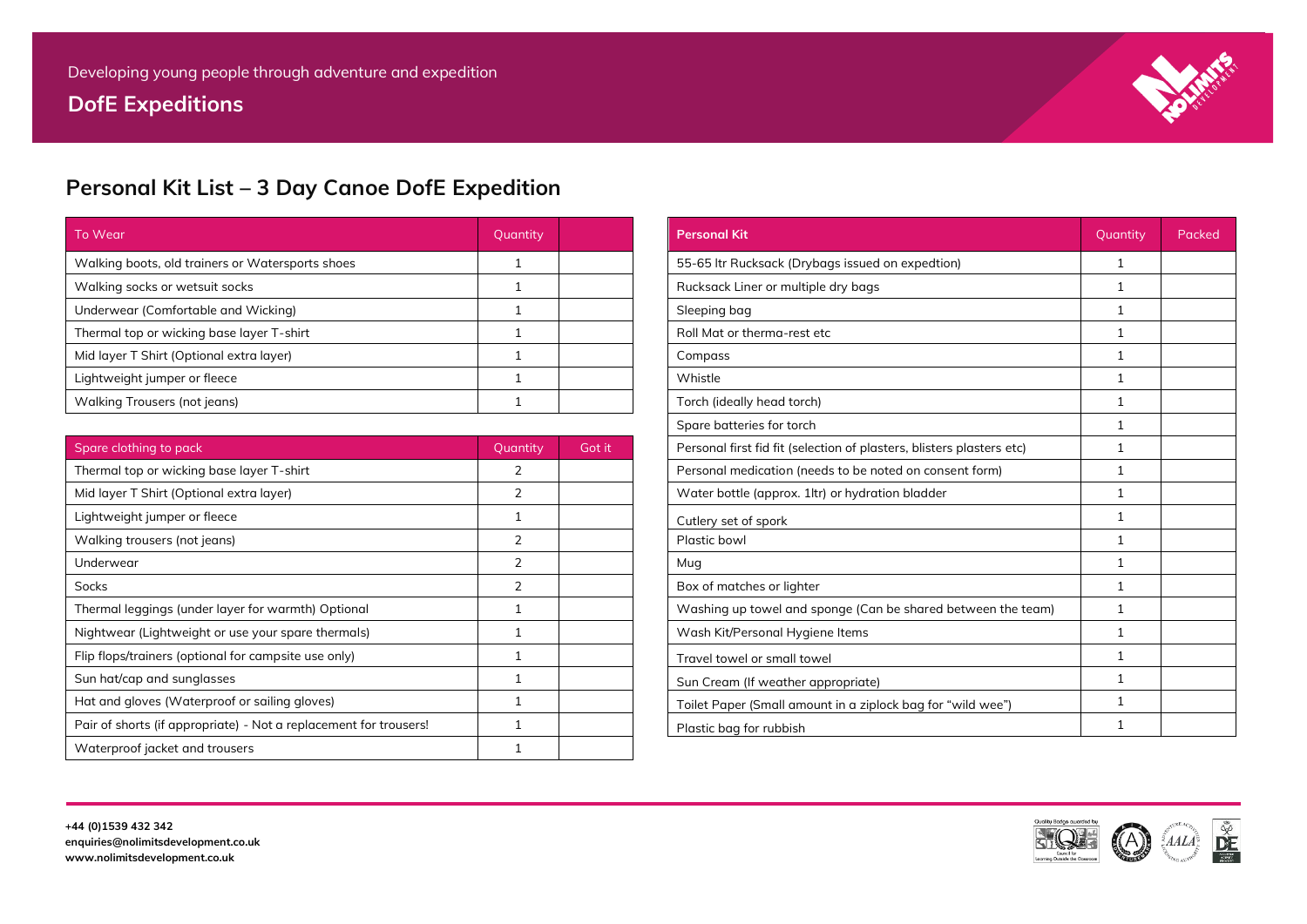Developing young people through adventure and expedition

**DofE Expeditions**

## Personal Kit List – 3 Day Canoe DofE Expedition

| To Wear | Quantity | |
|---|---|---|
| Walking boots, old trainers or Watersports shoes | 1 | |
| Walking socks or wetsuit socks | 1 | |
| Underwear (Comfortable and Wicking) | 1 | |
| Thermal top or wicking base layer T-shirt | 1 | |
| Mid layer T Shirt (Optional extra layer) | 1 | |
| Lightweight jumper or fleece | 1 | |
| Walking Trousers (not jeans) | 1 | |

| Spare clothing to pack | Quantity | Got it |
|---|---|---|
| Thermal top or wicking base layer T-shirt | 2 | |
| Mid layer T Shirt (Optional extra layer) | 2 | |
| Lightweight jumper or fleece | 1 | |
| Walking trousers (not jeans) | 2 | |
| Underwear | 2 | |
| Socks | 2 | |
| Thermal leggings (under layer for warmth) Optional | 1 | |
| Nightwear (Lightweight or use your spare thermals) | 1 | |
| Flip flops/trainers (optional for campsite use only) | 1 | |
| Sun hat/cap and sunglasses | 1 | |
| Hat and gloves (Waterproof or sailing gloves) | 1 | |
| Pair of shorts (if appropriate) - Not a replacement for trousers! | 1 | |
| Waterproof jacket and trousers | 1 | |

| **Personal Kit** | Quantity | Packed |
|---|---|---|
| 55-65 ltr Rucksack (Drybags issued on expedtion) | 1 | |
| Rucksack Liner or multiple dry bags | 1 | |
| Sleeping bag | 1 | |
| Roll Mat or therma-rest etc | 1 | |
| Compass | 1 | |
| Whistle | 1 | |
| Torch (ideally head torch) | 1 | |
| Spare batteries for torch | 1 | |
| Personal first fid fit (selection of plasters, blisters plasters etc) | 1 | |
| Personal medication (needs to be noted on consent form) | 1 | |
| Water bottle (approx. 1ltr) or hydration bladder | 1 | |
| Cutlery set of spork | 1 | |
| Plastic bowl | 1 | |
| Mug | 1 | |
| Box of matches or lighter | 1 | |
| Washing up towel and sponge (Can be shared between the team) | 1 | |
| Wash Kit/Personal Hygiene Items | 1 | |
| Travel towel or small towel | 1 | |
| Sun Cream (If weather appropriate) | 1 | |
| Toilet Paper (Small amount in a ziplock bag for "wild wee") | 1 | |
| Plastic bag for rubbish | 1 | |

**+44 (0)1539 432 342**
**enquiries@nolimitsdevelopment.co.uk**
**www.nolimitsdevelopment.co.uk**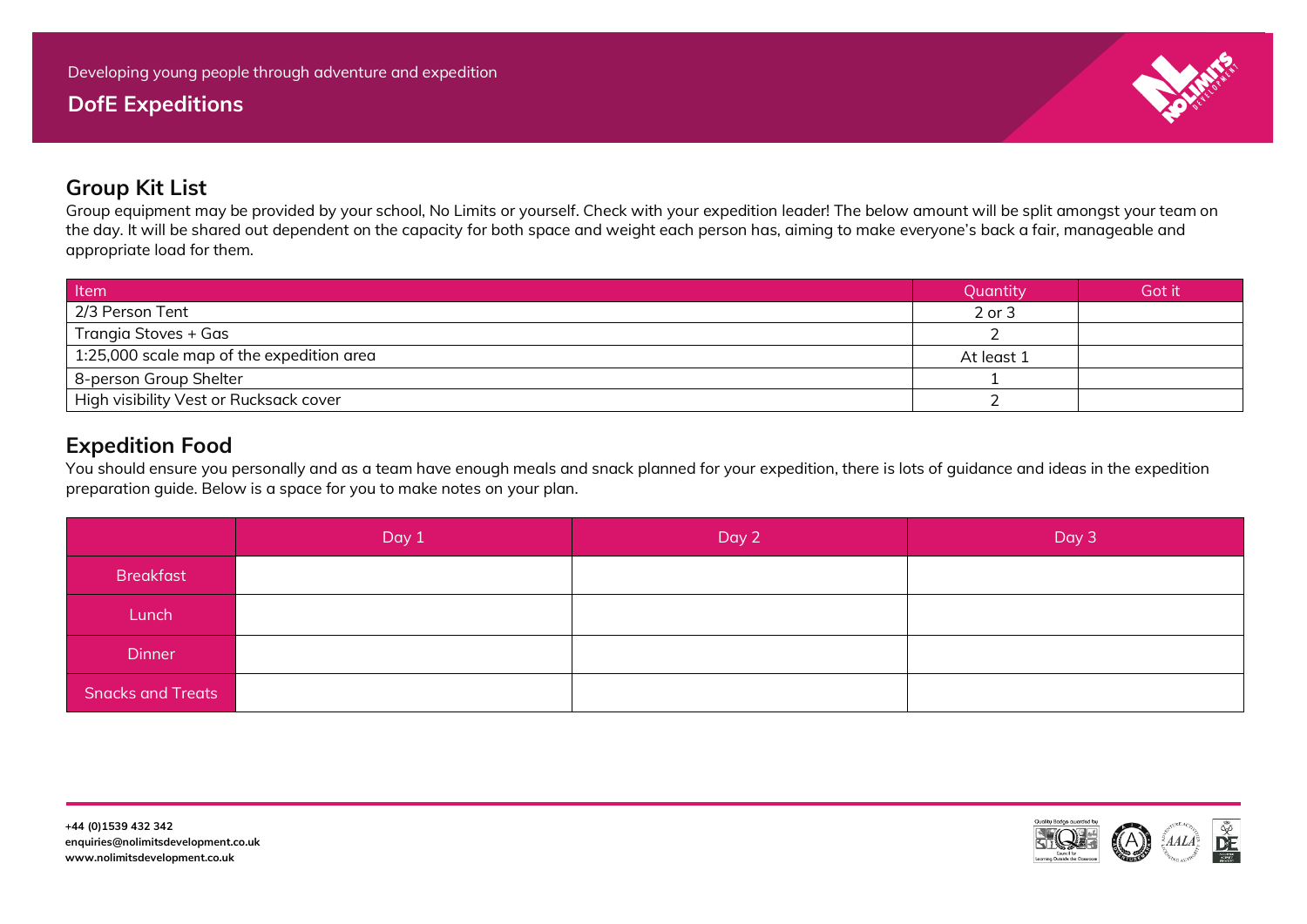Developing young people through adventure and expedition

**DofE Expeditions**

## Group Kit List

Group equipment may be provided by your school, No Limits or yourself. Check with your expedition leader! The below amount will be split amongst your team on the day. It will be shared out dependent on the capacity for both space and weight each person has, aiming to make everyone's back a fair, manageable and appropriate load for them.

| Item | Quantity | Got it |
|---|---|---|
| 2/3 Person Tent | 2 or 3 | |
| Trangia Stoves + Gas | 2 | |
| 1:25,000 scale map of the expedition area | At least 1 | |
| 8-person Group Shelter | 1 | |
| High visibility Vest or Rucksack cover | 2 | |

## Expedition Food

You should ensure you personally and as a team have enough meals and snack planned for your expedition, there is lots of guidance and ideas in the expedition preparation guide. Below is a space for you to make notes on your plan.

| | Day 1 | Day 2 | Day 3 |
|---|---|---|---|
| Breakfast | | | |
| Lunch | | | |
| Dinner | | | |
| Snacks and Treats | | | |

**+44 (0)1539 432 342**
**enquiries@nolimitsdevelopment.co.uk**
**www.nolimitsdevelopment.co.uk**